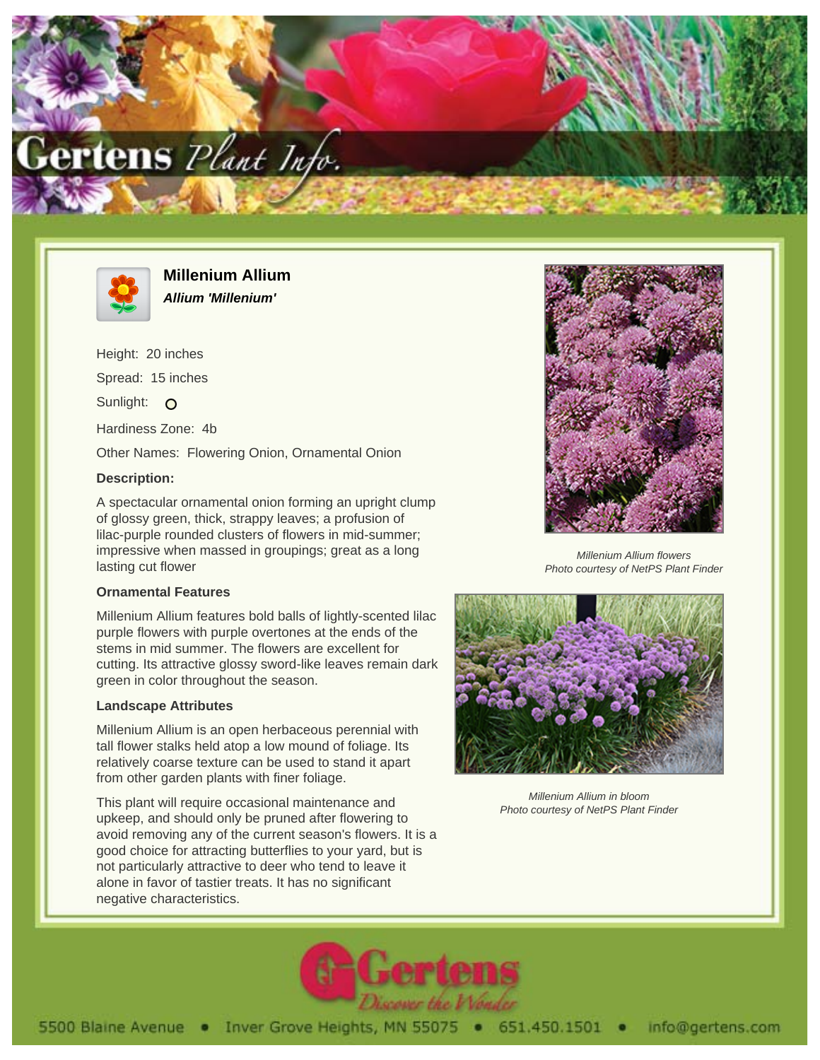# Millenium Allium

***Allium 'Millenium'***

Height: 20 inches

Spread: 15 inches

Sunlight: O

Hardiness Zone: 4b

Other Names: Flowering Onion, Ornamental Onion

### Description:

A spectacular ornamental onion forming an upright clump of glossy green, thick, strappy leaves; a profusion of lilac-purple rounded clusters of flowers in mid-summer; impressive when massed in groupings; great as a long lasting cut flower

### Ornamental Features

Millenium Allium features bold balls of lightly-scented lilac purple flowers with purple overtones at the ends of the stems in mid summer. The flowers are excellent for cutting. Its attractive glossy sword-like leaves remain dark green in color throughout the season.

### Landscape Attributes

Millenium Allium is an open herbaceous perennial with tall flower stalks held atop a low mound of foliage. Its relatively coarse texture can be used to stand it apart from other garden plants with finer foliage.

This plant will require occasional maintenance and upkeep, and should only be pruned after flowering to avoid removing any of the current season's flowers. It is a good choice for attracting butterflies to your yard, but is not particularly attractive to deer who tend to leave it alone in favor of tastier treats. It has no significant negative characteristics.

*Millenium Allium flowers*
*Photo courtesy of NetPS Plant Finder*

*Millenium Allium in bloom*
*Photo courtesy of NetPS Plant Finder*

5500 Blaine Avenue • Inver Grove Heights, MN 55075 • 651.450.1501 • info@gertens.com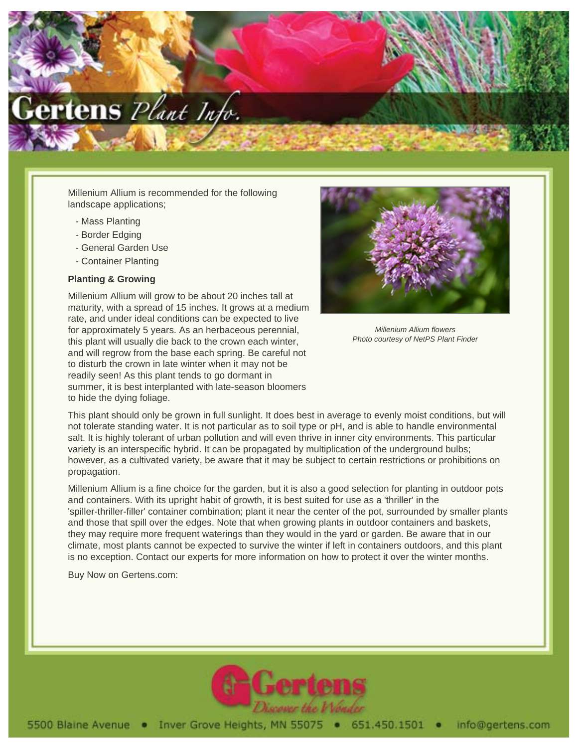Millenium Allium is recommended for the following landscape applications;

- Mass Planting
- Border Edging
- General Garden Use
- Container Planting

**Planting & Growing**

Millenium Allium will grow to be about 20 inches tall at maturity, with a spread of 15 inches. It grows at a medium rate, and under ideal conditions can be expected to live for approximately 5 years. As an herbaceous perennial, this plant will usually die back to the crown each winter, and will regrow from the base each spring. Be careful not to disturb the crown in late winter when it may not be readily seen! As this plant tends to go dormant in summer, it is best interplanted with late-season bloomers to hide the dying foliage.

*Millenium Allium flowers*
*Photo courtesy of NetPS Plant Finder*

This plant should only be grown in full sunlight. It does best in average to evenly moist conditions, but will not tolerate standing water. It is not particular as to soil type or pH, and is able to handle environmental salt. It is highly tolerant of urban pollution and will even thrive in inner city environments. This particular variety is an interspecific hybrid. It can be propagated by multiplication of the underground bulbs; however, as a cultivated variety, be aware that it may be subject to certain restrictions or prohibitions on propagation.

Millenium Allium is a fine choice for the garden, but it is also a good selection for planting in outdoor pots and containers. With its upright habit of growth, it is best suited for use as a 'thriller' in the 'spiller-thriller-filler' container combination; plant it near the center of the pot, surrounded by smaller plants and those that spill over the edges. Note that when growing plants in outdoor containers and baskets, they may require more frequent waterings than they would in the yard or garden. Be aware that in our climate, most plants cannot be expected to survive the winter if left in containers outdoors, and this plant is no exception. Contact our experts for more information on how to protect it over the winter months.

Buy Now on Gertens.com:

5500 Blaine Avenue • Inver Grove Heights, MN 55075 • 651.450.1501 • info@gertens.com